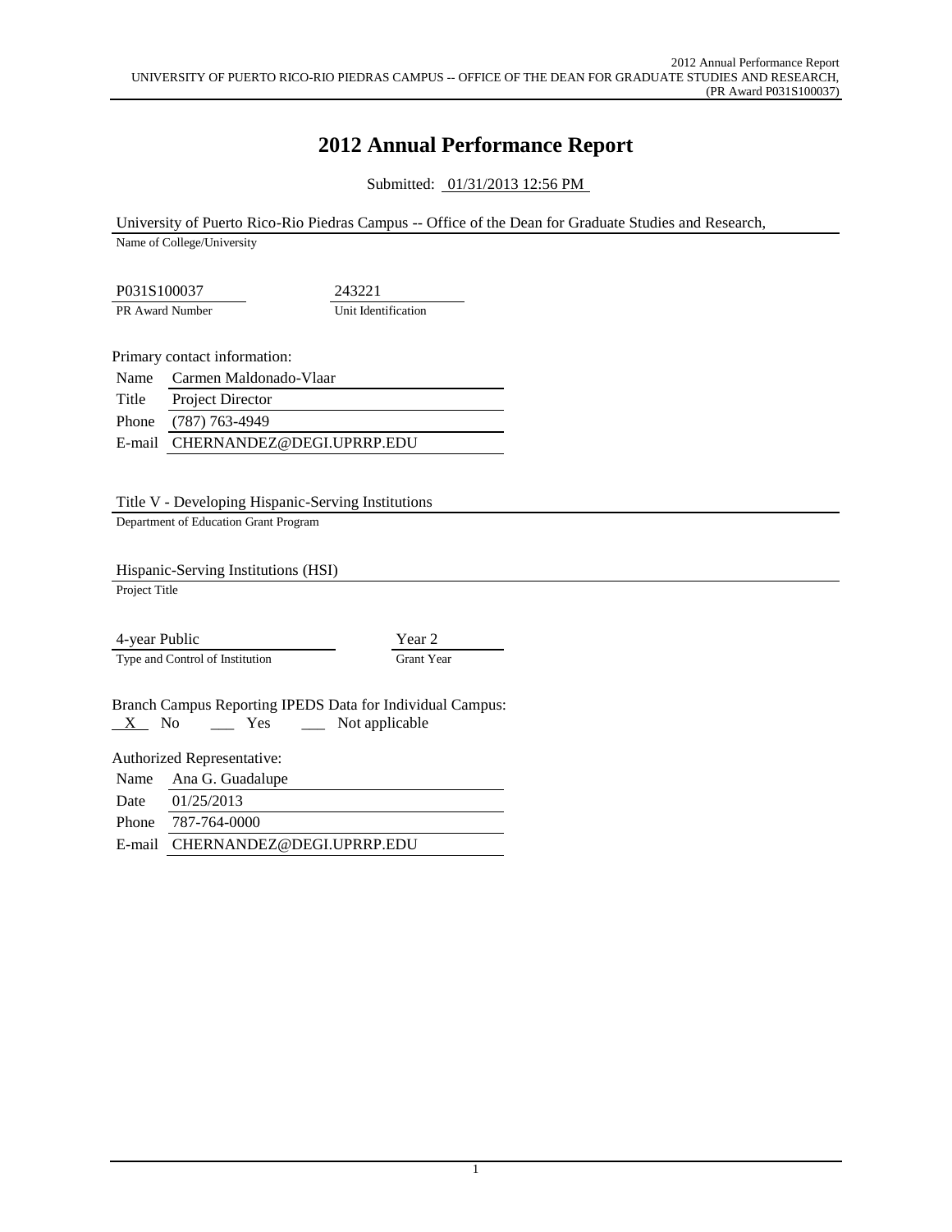# 2012 Annual Performance Report

Submitted: 01/31/2013 12:56 PM

University of Puerto Rico-Rio Piedras Campus -- Office of the Dean for Graduate Studies and Research,
Name of College/University

| P031S100037 | 243221 |
| --- | --- |
| PR Award Number | Unit Identification |

Primary contact information:

| | |
| --- | --- |
| Name | Carmen Maldonado-Vlaar |
| Title | Project Director |
| Phone | (787) 763-4949 |
| E-mail | CHERNANDEZ@DEGI.UPRRP.EDU |

Title V - Developing Hispanic-Serving Institutions
Department of Education Grant Program

Hispanic-Serving Institutions (HSI)
Project Title

| 4-year Public | Year 2 |
| --- | --- |
| Type and Control of Institution | Grant Year |

Branch Campus Reporting IPEDS Data for Individual Campus:
X No ___ Yes ___ Not applicable

Authorized Representative:

| | |
| --- | --- |
| Name | Ana G. Guadalupe |
| Date | 01/25/2013 |
| Phone | 787-764-0000 |
| E-mail | CHERNANDEZ@DEGI.UPRRP.EDU |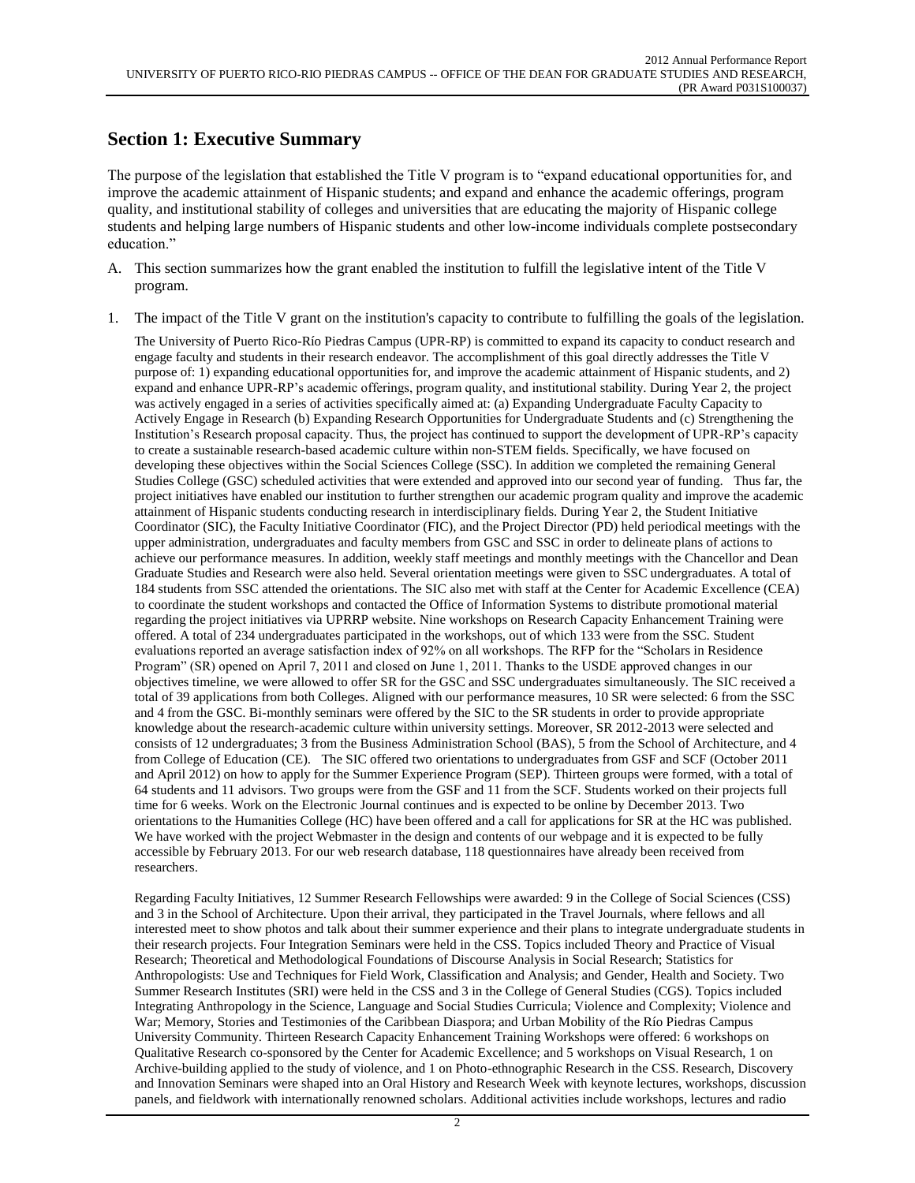## Section 1: Executive Summary

The purpose of the legislation that established the Title V program is to "expand educational opportunities for, and improve the academic attainment of Hispanic students; and expand and enhance the academic offerings, program quality, and institutional stability of colleges and universities that are educating the majority of Hispanic college students and helping large numbers of Hispanic students and other low-income individuals complete postsecondary education."

A. This section summarizes how the grant enabled the institution to fulfill the legislative intent of the Title V program.

1. The impact of the Title V grant on the institution's capacity to contribute to fulfilling the goals of the legislation.

The University of Puerto Rico-Río Piedras Campus (UPR-RP) is committed to expand its capacity to conduct research and engage faculty and students in their research endeavor. The accomplishment of this goal directly addresses the Title V purpose of: 1) expanding educational opportunities for, and improve the academic attainment of Hispanic students, and 2) expand and enhance UPR-RP's academic offerings, program quality, and institutional stability. During Year 2, the project was actively engaged in a series of activities specifically aimed at: (a) Expanding Undergraduate Faculty Capacity to Actively Engage in Research (b) Expanding Research Opportunities for Undergraduate Students and (c) Strengthening the Institution's Research proposal capacity. Thus, the project has continued to support the development of UPR-RP's capacity to create a sustainable research-based academic culture within non-STEM fields. Specifically, we have focused on developing these objectives within the Social Sciences College (SSC). In addition we completed the remaining General Studies College (GSC) scheduled activities that were extended and approved into our second year of funding. Thus far, the project initiatives have enabled our institution to further strengthen our academic program quality and improve the academic attainment of Hispanic students conducting research in interdisciplinary fields. During Year 2, the Student Initiative Coordinator (SIC), the Faculty Initiative Coordinator (FIC), and the Project Director (PD) held periodical meetings with the upper administration, undergraduates and faculty members from GSC and SSC in order to delineate plans of actions to achieve our performance measures. In addition, weekly staff meetings and monthly meetings with the Chancellor and Dean Graduate Studies and Research were also held. Several orientation meetings were given to SSC undergraduates. A total of 184 students from SSC attended the orientations. The SIC also met with staff at the Center for Academic Excellence (CEA) to coordinate the student workshops and contacted the Office of Information Systems to distribute promotional material regarding the project initiatives via UPRRP website. Nine workshops on Research Capacity Enhancement Training were offered. A total of 234 undergraduates participated in the workshops, out of which 133 were from the SSC. Student evaluations reported an average satisfaction index of 92% on all workshops. The RFP for the "Scholars in Residence Program" (SR) opened on April 7, 2011 and closed on June 1, 2011. Thanks to the USDE approved changes in our objectives timeline, we were allowed to offer SR for the GSC and SSC undergraduates simultaneously. The SIC received a total of 39 applications from both Colleges. Aligned with our performance measures, 10 SR were selected: 6 from the SSC and 4 from the GSC. Bi-monthly seminars were offered by the SIC to the SR students in order to provide appropriate knowledge about the research-academic culture within university settings. Moreover, SR 2012-2013 were selected and consists of 12 undergraduates; 3 from the Business Administration School (BAS), 5 from the School of Architecture, and 4 from College of Education (CE). The SIC offered two orientations to undergraduates from GSF and SCF (October 2011 and April 2012) on how to apply for the Summer Experience Program (SEP). Thirteen groups were formed, with a total of 64 students and 11 advisors. Two groups were from the GSF and 11 from the SCF. Students worked on their projects full time for 6 weeks. Work on the Electronic Journal continues and is expected to be online by December 2013. Two orientations to the Humanities College (HC) have been offered and a call for applications for SR at the HC was published. We have worked with the project Webmaster in the design and contents of our webpage and it is expected to be fully accessible by February 2013. For our web research database, 118 questionnaires have already been received from researchers.

Regarding Faculty Initiatives, 12 Summer Research Fellowships were awarded: 9 in the College of Social Sciences (CSS) and 3 in the School of Architecture. Upon their arrival, they participated in the Travel Journals, where fellows and all interested meet to show photos and talk about their summer experience and their plans to integrate undergraduate students in their research projects. Four Integration Seminars were held in the CSS. Topics included Theory and Practice of Visual Research; Theoretical and Methodological Foundations of Discourse Analysis in Social Research; Statistics for Anthropologists: Use and Techniques for Field Work, Classification and Analysis; and Gender, Health and Society. Two Summer Research Institutes (SRI) were held in the CSS and 3 in the College of General Studies (CGS). Topics included Integrating Anthropology in the Science, Language and Social Studies Curricula; Violence and Complexity; Violence and War; Memory, Stories and Testimonies of the Caribbean Diaspora; and Urban Mobility of the Río Piedras Campus University Community. Thirteen Research Capacity Enhancement Training Workshops were offered: 6 workshops on Qualitative Research co-sponsored by the Center for Academic Excellence; and 5 workshops on Visual Research, 1 on Archive-building applied to the study of violence, and 1 on Photo-ethnographic Research in the CSS. Research, Discovery and Innovation Seminars were shaped into an Oral History and Research Week with keynote lectures, workshops, discussion panels, and fieldwork with internationally renowned scholars. Additional activities include workshops, lectures and radio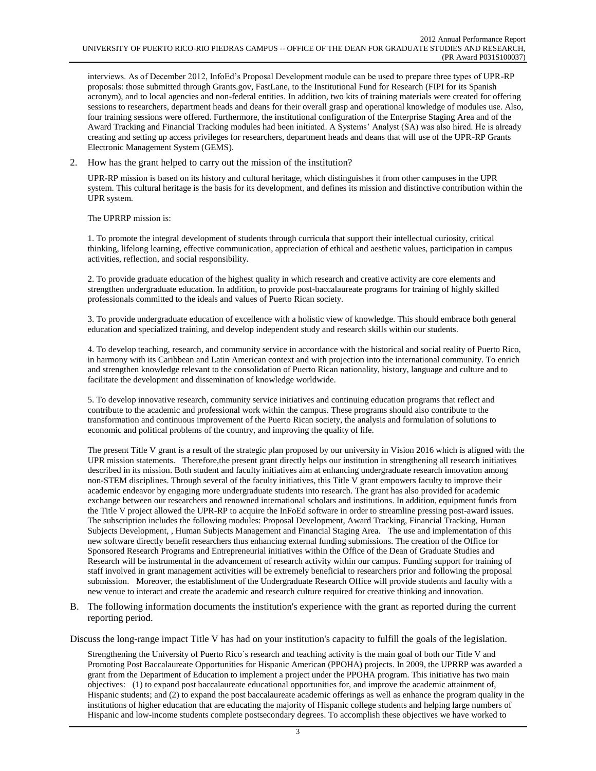interviews. As of December 2012, InfoEd's Proposal Development module can be used to prepare three types of UPR-RP proposals: those submitted through Grants.gov, FastLane, to the Institutional Fund for Research (FIPI for its Spanish acronym), and to local agencies and non-federal entities. In addition, two kits of training materials were created for offering sessions to researchers, department heads and deans for their overall grasp and operational knowledge of modules use. Also, four training sessions were offered. Furthermore, the institutional configuration of the Enterprise Staging Area and of the Award Tracking and Financial Tracking modules had been initiated. A Systems' Analyst (SA) was also hired. He is already creating and setting up access privileges for researchers, department heads and deans that will use of the UPR-RP Grants Electronic Management System (GEMS).

2. How has the grant helped to carry out the mission of the institution?

UPR-RP mission is based on its history and cultural heritage, which distinguishes it from other campuses in the UPR system. This cultural heritage is the basis for its development, and defines its mission and distinctive contribution within the UPR system.

The UPRRP mission is:

1. To promote the integral development of students through curricula that support their intellectual curiosity, critical thinking, lifelong learning, effective communication, appreciation of ethical and aesthetic values, participation in campus activities, reflection, and social responsibility.

2. To provide graduate education of the highest quality in which research and creative activity are core elements and strengthen undergraduate education. In addition, to provide post-baccalaureate programs for training of highly skilled professionals committed to the ideals and values of Puerto Rican society.

3. To provide undergraduate education of excellence with a holistic view of knowledge. This should embrace both general education and specialized training, and develop independent study and research skills within our students.

4. To develop teaching, research, and community service in accordance with the historical and social reality of Puerto Rico, in harmony with its Caribbean and Latin American context and with projection into the international community. To enrich and strengthen knowledge relevant to the consolidation of Puerto Rican nationality, history, language and culture and to facilitate the development and dissemination of knowledge worldwide.

5. To develop innovative research, community service initiatives and continuing education programs that reflect and contribute to the academic and professional work within the campus. These programs should also contribute to the transformation and continuous improvement of the Puerto Rican society, the analysis and formulation of solutions to economic and political problems of the country, and improving the quality of life.

The present Title V grant is a result of the strategic plan proposed by our university in Vision 2016 which is aligned with the UPR mission statements. Therefore,the present grant directly helps our institution in strengthening all research initiatives described in its mission. Both student and faculty initiatives aim at enhancing undergraduate research innovation among non-STEM disciplines. Through several of the faculty initiatives, this Title V grant empowers faculty to improve their academic endeavor by engaging more undergraduate students into research. The grant has also provided for academic exchange between our researchers and renowned international scholars and institutions. In addition, equipment funds from the Title V project allowed the UPR-RP to acquire the InFoEd software in order to streamline pressing post-award issues. The subscription includes the following modules: Proposal Development, Award Tracking, Financial Tracking, Human Subjects Development, , Human Subjects Management and Financial Staging Area. The use and implementation of this new software directly benefit researchers thus enhancing external funding submissions. The creation of the Office for Sponsored Research Programs and Entrepreneurial initiatives within the Office of the Dean of Graduate Studies and Research will be instrumental in the advancement of research activity within our campus. Funding support for training of staff involved in grant management activities will be extremely beneficial to researchers prior and following the proposal submission. Moreover, the establishment of the Undergraduate Research Office will provide students and faculty with a new venue to interact and create the academic and research culture required for creative thinking and innovation.

B. The following information documents the institution's experience with the grant as reported during the current reporting period.

Discuss the long-range impact Title V has had on your institution's capacity to fulfill the goals of the legislation.

Strengthening the University of Puerto Rico´s research and teaching activity is the main goal of both our Title V and Promoting Post Baccalaureate Opportunities for Hispanic American (PPOHA) projects. In 2009, the UPRRP was awarded a grant from the Department of Education to implement a project under the PPOHA program. This initiative has two main objectives: (1) to expand post baccalaureate educational opportunities for, and improve the academic attainment of, Hispanic students; and (2) to expand the post baccalaureate academic offerings as well as enhance the program quality in the institutions of higher education that are educating the majority of Hispanic college students and helping large numbers of Hispanic and low-income students complete postsecondary degrees. To accomplish these objectives we have worked to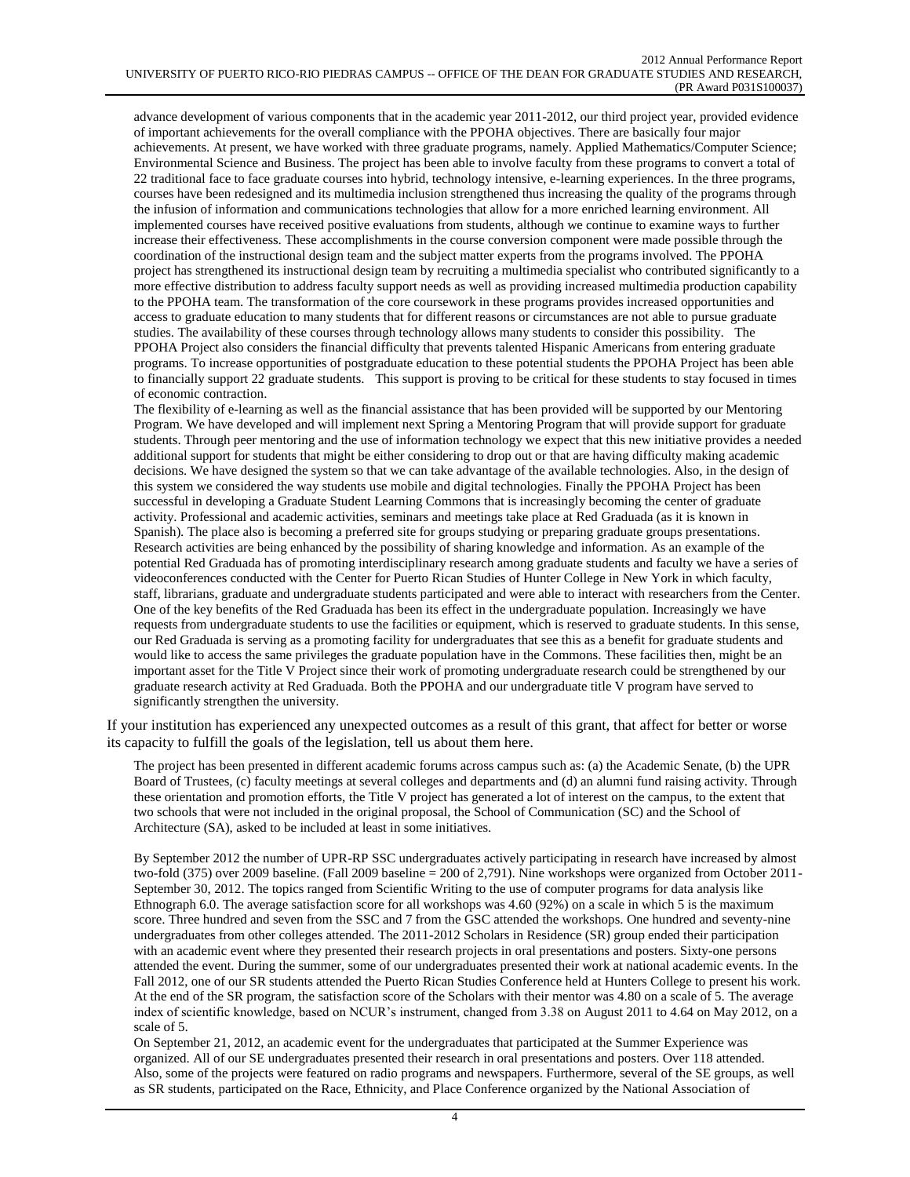advance development of various components that in the academic year 2011-2012, our third project year, provided evidence of important achievements for the overall compliance with the PPOHA objectives. There are basically four major achievements. At present, we have worked with three graduate programs, namely. Applied Mathematics/Computer Science; Environmental Science and Business. The project has been able to involve faculty from these programs to convert a total of 22 traditional face to face graduate courses into hybrid, technology intensive, e-learning experiences. In the three programs, courses have been redesigned and its multimedia inclusion strengthened thus increasing the quality of the programs through the infusion of information and communications technologies that allow for a more enriched learning environment. All implemented courses have received positive evaluations from students, although we continue to examine ways to further increase their effectiveness. These accomplishments in the course conversion component were made possible through the coordination of the instructional design team and the subject matter experts from the programs involved. The PPOHA project has strengthened its instructional design team by recruiting a multimedia specialist who contributed significantly to a more effective distribution to address faculty support needs as well as providing increased multimedia production capability to the PPOHA team. The transformation of the core coursework in these programs provides increased opportunities and access to graduate education to many students that for different reasons or circumstances are not able to pursue graduate studies. The availability of these courses through technology allows many students to consider this possibility. The PPOHA Project also considers the financial difficulty that prevents talented Hispanic Americans from entering graduate programs. To increase opportunities of postgraduate education to these potential students the PPOHA Project has been able to financially support 22 graduate students. This support is proving to be critical for these students to stay focused in times of economic contraction.

The flexibility of e-learning as well as the financial assistance that has been provided will be supported by our Mentoring Program. We have developed and will implement next Spring a Mentoring Program that will provide support for graduate students. Through peer mentoring and the use of information technology we expect that this new initiative provides a needed additional support for students that might be either considering to drop out or that are having difficulty making academic decisions. We have designed the system so that we can take advantage of the available technologies. Also, in the design of this system we considered the way students use mobile and digital technologies. Finally the PPOHA Project has been successful in developing a Graduate Student Learning Commons that is increasingly becoming the center of graduate activity. Professional and academic activities, seminars and meetings take place at Red Graduada (as it is known in Spanish). The place also is becoming a preferred site for groups studying or preparing graduate groups presentations. Research activities are being enhanced by the possibility of sharing knowledge and information. As an example of the potential Red Graduada has of promoting interdisciplinary research among graduate students and faculty we have a series of videoconferences conducted with the Center for Puerto Rican Studies of Hunter College in New York in which faculty, staff, librarians, graduate and undergraduate students participated and were able to interact with researchers from the Center. One of the key benefits of the Red Graduada has been its effect in the undergraduate population. Increasingly we have requests from undergraduate students to use the facilities or equipment, which is reserved to graduate students. In this sense, our Red Graduada is serving as a promoting facility for undergraduates that see this as a benefit for graduate students and would like to access the same privileges the graduate population have in the Commons. These facilities then, might be an important asset for the Title V Project since their work of promoting undergraduate research could be strengthened by our graduate research activity at Red Graduada. Both the PPOHA and our undergraduate title V program have served to significantly strengthen the university.

If your institution has experienced any unexpected outcomes as a result of this grant, that affect for better or worse its capacity to fulfill the goals of the legislation, tell us about them here.

The project has been presented in different academic forums across campus such as: (a) the Academic Senate, (b) the UPR Board of Trustees, (c) faculty meetings at several colleges and departments and (d) an alumni fund raising activity. Through these orientation and promotion efforts, the Title V project has generated a lot of interest on the campus, to the extent that two schools that were not included in the original proposal, the School of Communication (SC) and the School of Architecture (SA), asked to be included at least in some initiatives.

By September 2012 the number of UPR-RP SSC undergraduates actively participating in research have increased by almost two-fold (375) over 2009 baseline. (Fall 2009 baseline = 200 of 2,791). Nine workshops were organized from October 2011-September 30, 2012. The topics ranged from Scientific Writing to the use of computer programs for data analysis like Ethnograph 6.0. The average satisfaction score for all workshops was 4.60 (92%) on a scale in which 5 is the maximum score. Three hundred and seven from the SSC and 7 from the GSC attended the workshops. One hundred and seventy-nine undergraduates from other colleges attended. The 2011-2012 Scholars in Residence (SR) group ended their participation with an academic event where they presented their research projects in oral presentations and posters. Sixty-one persons attended the event. During the summer, some of our undergraduates presented their work at national academic events. In the Fall 2012, one of our SR students attended the Puerto Rican Studies Conference held at Hunters College to present his work. At the end of the SR program, the satisfaction score of the Scholars with their mentor was 4.80 on a scale of 5. The average index of scientific knowledge, based on NCUR's instrument, changed from 3.38 on August 2011 to 4.64 on May 2012, on a scale of 5.

On September 21, 2012, an academic event for the undergraduates that participated at the Summer Experience was organized. All of our SE undergraduates presented their research in oral presentations and posters. Over 118 attended. Also, some of the projects were featured on radio programs and newspapers. Furthermore, several of the SE groups, as well as SR students, participated on the Race, Ethnicity, and Place Conference organized by the National Association of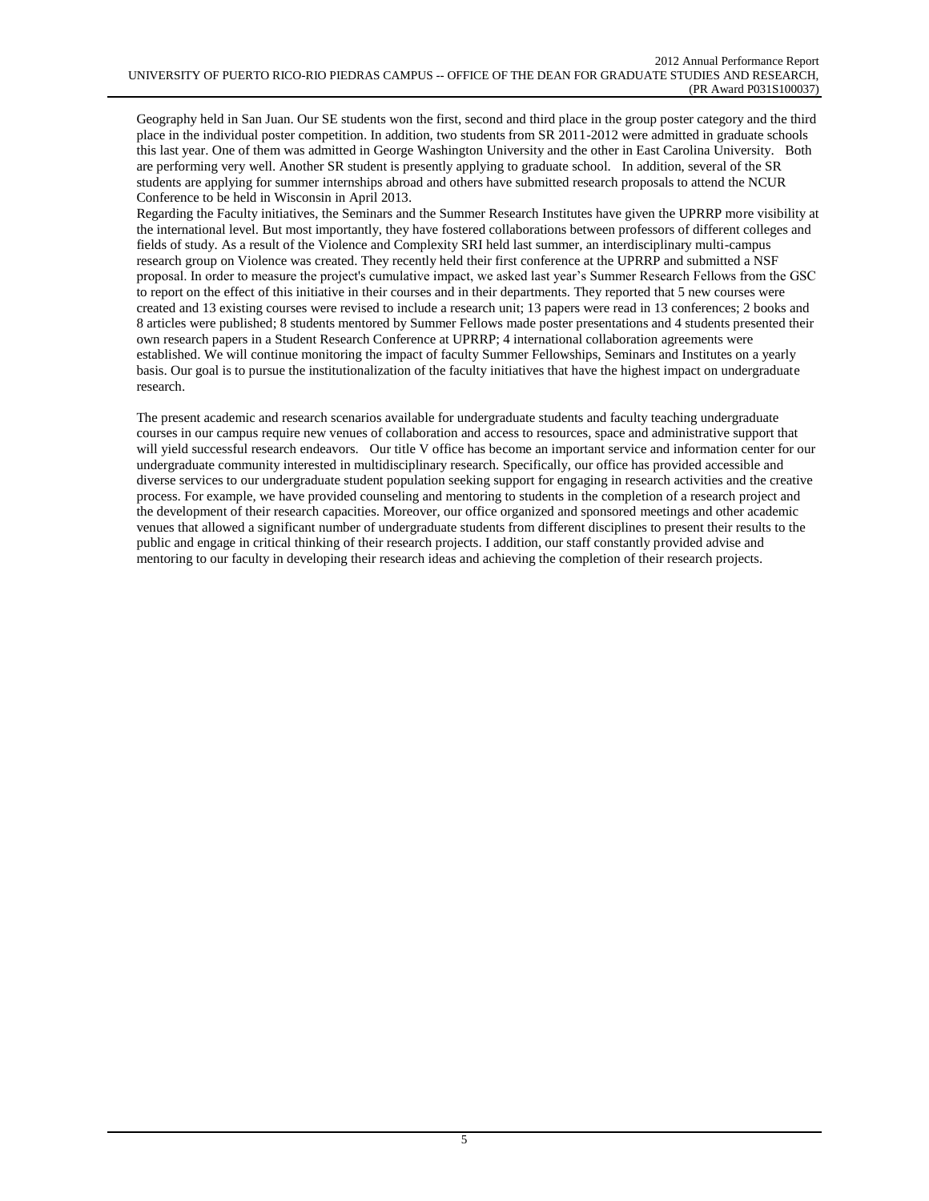Geography held in San Juan. Our SE students won the first, second and third place in the group poster category and the third place in the individual poster competition. In addition, two students from SR 2011-2012 were admitted in graduate schools this last year. One of them was admitted in George Washington University and the other in East Carolina University. Both are performing very well. Another SR student is presently applying to graduate school. In addition, several of the SR students are applying for summer internships abroad and others have submitted research proposals to attend the NCUR Conference to be held in Wisconsin in April 2013.

Regarding the Faculty initiatives, the Seminars and the Summer Research Institutes have given the UPRRP more visibility at the international level. But most importantly, they have fostered collaborations between professors of different colleges and fields of study. As a result of the Violence and Complexity SRI held last summer, an interdisciplinary multi-campus research group on Violence was created. They recently held their first conference at the UPRRP and submitted a NSF proposal. In order to measure the project's cumulative impact, we asked last year's Summer Research Fellows from the GSC to report on the effect of this initiative in their courses and in their departments. They reported that 5 new courses were created and 13 existing courses were revised to include a research unit; 13 papers were read in 13 conferences; 2 books and 8 articles were published; 8 students mentored by Summer Fellows made poster presentations and 4 students presented their own research papers in a Student Research Conference at UPRRP; 4 international collaboration agreements were established. We will continue monitoring the impact of faculty Summer Fellowships, Seminars and Institutes on a yearly basis. Our goal is to pursue the institutionalization of the faculty initiatives that have the highest impact on undergraduate research.

The present academic and research scenarios available for undergraduate students and faculty teaching undergraduate courses in our campus require new venues of collaboration and access to resources, space and administrative support that will yield successful research endeavors. Our title V office has become an important service and information center for our undergraduate community interested in multidisciplinary research. Specifically, our office has provided accessible and diverse services to our undergraduate student population seeking support for engaging in research activities and the creative process. For example, we have provided counseling and mentoring to students in the completion of a research project and the development of their research capacities. Moreover, our office organized and sponsored meetings and other academic venues that allowed a significant number of undergraduate students from different disciplines to present their results to the public and engage in critical thinking of their research projects. I addition, our staff constantly provided advise and mentoring to our faculty in developing their research ideas and achieving the completion of their research projects.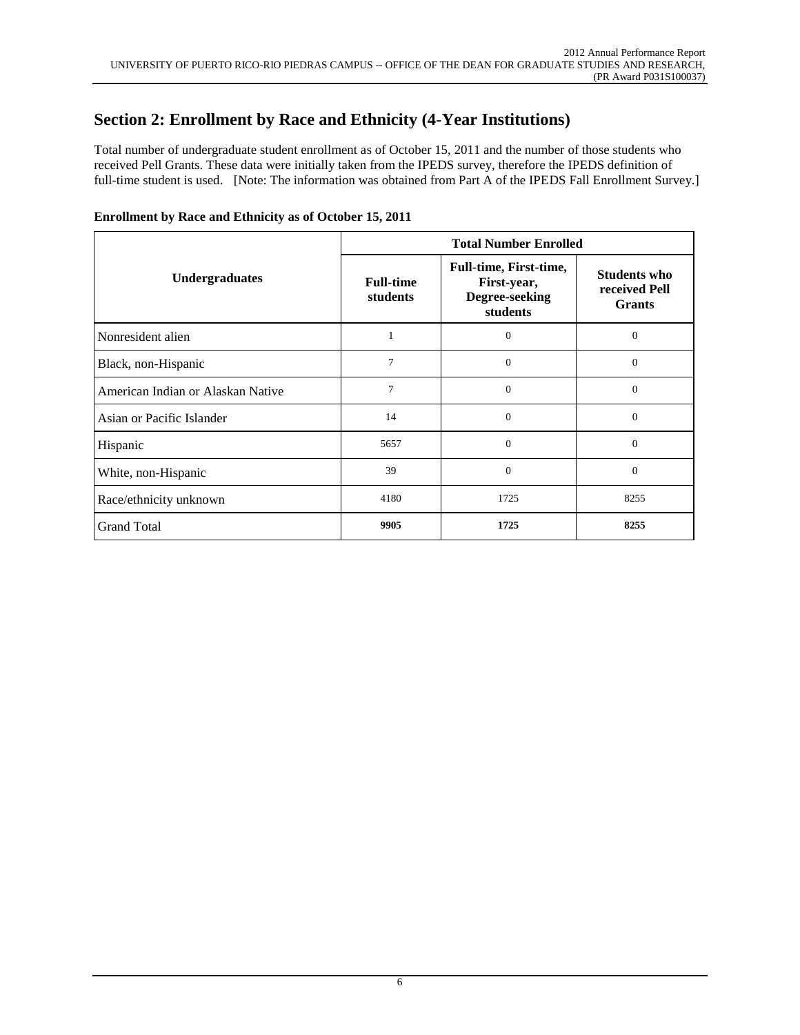## Section 2: Enrollment by Race and Ethnicity (4-Year Institutions)

Total number of undergraduate student enrollment as of October 15, 2011 and the number of those students who received Pell Grants. These data were initially taken from the IPEDS survey, therefore the IPEDS definition of full-time student is used. [Note: The information was obtained from Part A of the IPEDS Fall Enrollment Survey.]

**Enrollment by Race and Ethnicity as of October 15, 2011**

| Undergraduates | Total Number Enrolled | | |
|---|---|---|---|
| | **Full-time students** | **Full-time, First-time, First-year, Degree-seeking students** | **Students who received Pell Grants** |
| Nonresident alien | 1 | 0 | 0 |
| Black, non-Hispanic | 7 | 0 | 0 |
| American Indian or Alaskan Native | 7 | 0 | 0 |
| Asian or Pacific Islander | 14 | 0 | 0 |
| Hispanic | 5657 | 0 | 0 |
| White, non-Hispanic | 39 | 0 | 0 |
| Race/ethnicity unknown | 4180 | 1725 | 8255 |
| Grand Total | **9905** | **1725** | **8255** |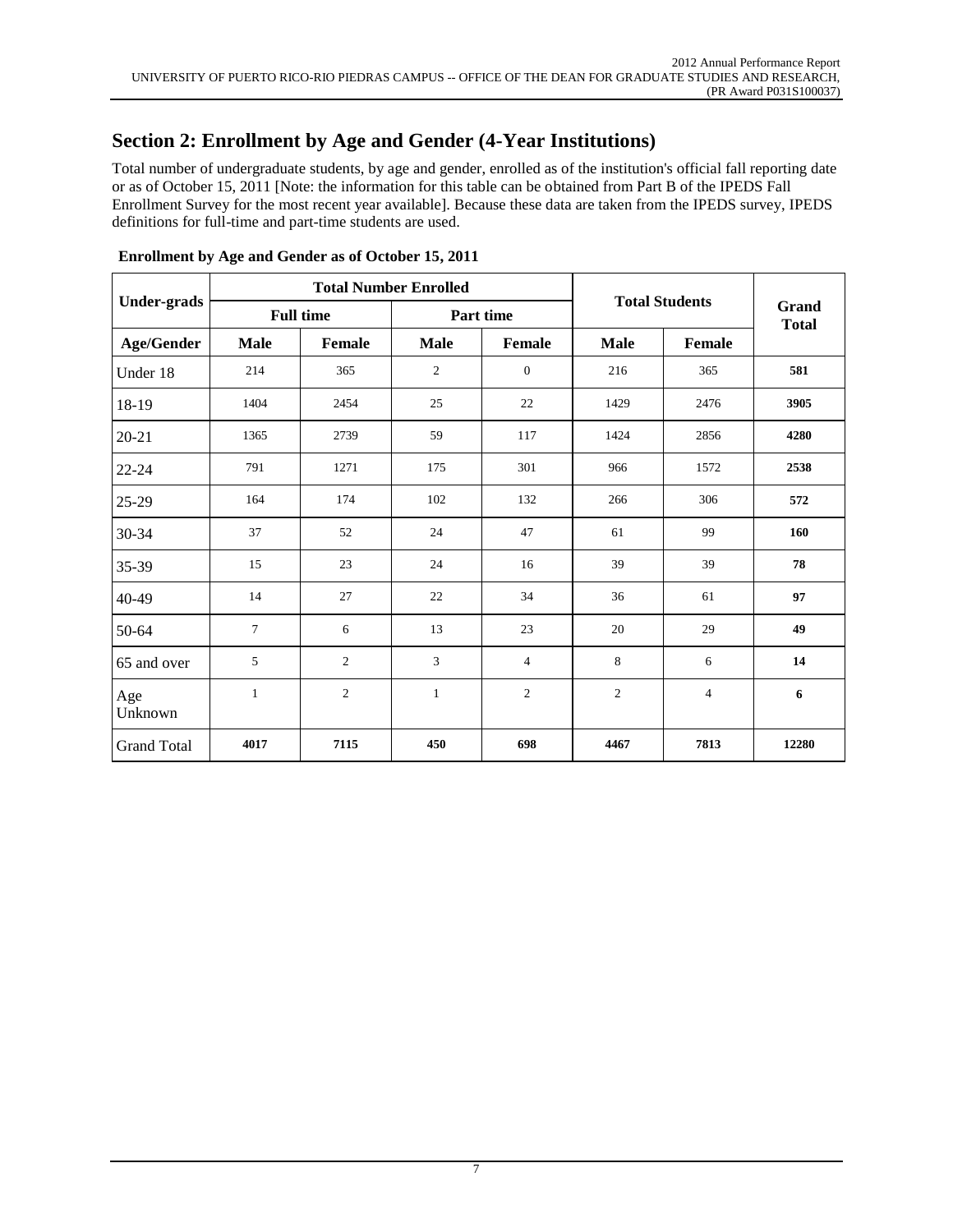## Section 2: Enrollment by Age and Gender (4-Year Institutions)

Total number of undergraduate students, by age and gender, enrolled as of the institution's official fall reporting date or as of October 15, 2011 [Note: the information for this table can be obtained from Part B of the IPEDS Fall Enrollment Survey for the most recent year available]. Because these data are taken from the IPEDS survey, IPEDS definitions for full-time and part-time students are used.

**Enrollment by Age and Gender as of October 15, 2011**

| Under-grads | Total Number Enrolled | | | | Total Students | | Grand Total |
|---|---|---|---|---|---|---|---|
| | Full time | | Part time | | | | |
| Age/Gender | Male | Female | Male | Female | Male | Female | |
| Under 18 | 214 | 365 | 2 | 0 | 216 | 365 | **581** |
| 18-19 | 1404 | 2454 | 25 | 22 | 1429 | 2476 | **3905** |
| 20-21 | 1365 | 2739 | 59 | 117 | 1424 | 2856 | **4280** |
| 22-24 | 791 | 1271 | 175 | 301 | 966 | 1572 | **2538** |
| 25-29 | 164 | 174 | 102 | 132 | 266 | 306 | **572** |
| 30-34 | 37 | 52 | 24 | 47 | 61 | 99 | **160** |
| 35-39 | 15 | 23 | 24 | 16 | 39 | 39 | **78** |
| 40-49 | 14 | 27 | 22 | 34 | 36 | 61 | **97** |
| 50-64 | 7 | 6 | 13 | 23 | 20 | 29 | **49** |
| 65 and over | 5 | 2 | 3 | 4 | 8 | 6 | **14** |
| Age Unknown | 1 | 2 | 1 | 2 | 2 | 4 | **6** |
| Grand Total | **4017** | **7115** | **450** | **698** | **4467** | **7813** | **12280** |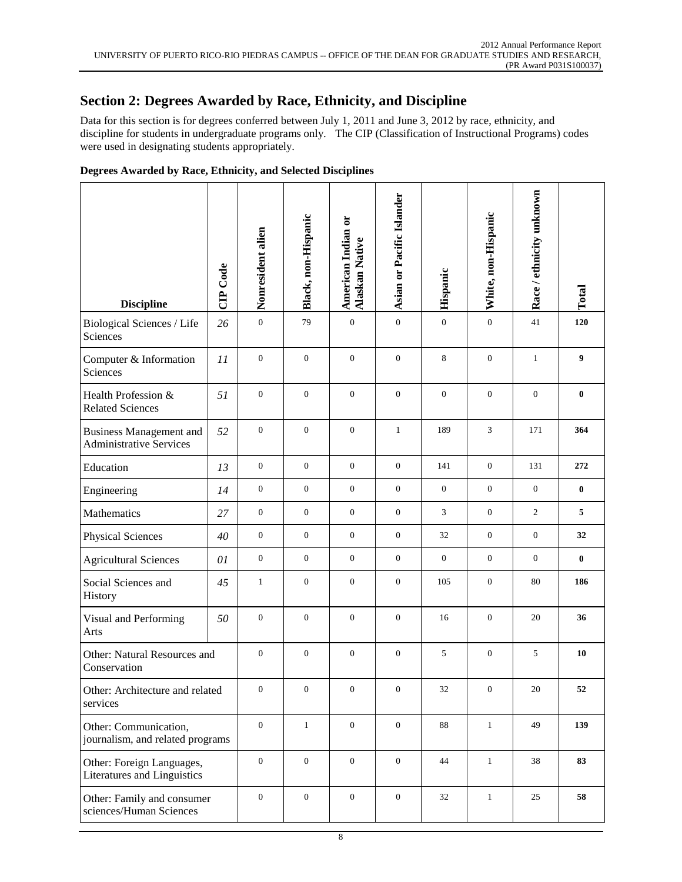## Section 2: Degrees Awarded by Race, Ethnicity, and Discipline

Data for this section is for degrees conferred between July 1, 2011 and June 3, 2012 by race, ethnicity, and discipline for students in undergraduate programs only. The CIP (Classification of Instructional Programs) codes were used in designating students appropriately.

**Degrees Awarded by Race, Ethnicity, and Selected Disciplines**

| Discipline | CIP Code | Nonresident alien | Black, non-Hispanic | American Indian or Alaskan Native | Asian or Pacific Islander | Hispanic | White, non-Hispanic | Race / ethnicity unknown | Total |
|---|---|---|---|---|---|---|---|---|---|
| Biological Sciences / Life Sciences | *26* | 0 | 79 | 0 | 0 | 0 | 0 | 41 | **120** |
| Computer & Information Sciences | *11* | 0 | 0 | 0 | 0 | 8 | 0 | 1 | **9** |
| Health Profession & Related Sciences | *51* | 0 | 0 | 0 | 0 | 0 | 0 | 0 | **0** |
| Business Management and Administrative Services | *52* | 0 | 0 | 0 | 1 | 189 | 3 | 171 | **364** |
| Education | *13* | 0 | 0 | 0 | 0 | 141 | 0 | 131 | **272** |
| Engineering | *14* | 0 | 0 | 0 | 0 | 0 | 0 | 0 | **0** |
| Mathematics | *27* | 0 | 0 | 0 | 0 | 3 | 0 | 2 | **5** |
| Physical Sciences | *40* | 0 | 0 | 0 | 0 | 32 | 0 | 0 | **32** |
| Agricultural Sciences | *01* | 0 | 0 | 0 | 0 | 0 | 0 | 0 | **0** |
| Social Sciences and History | *45* | 1 | 0 | 0 | 0 | 105 | 0 | 80 | **186** |
| Visual and Performing Arts | *50* | 0 | 0 | 0 | 0 | 16 | 0 | 20 | **36** |
| Other: Natural Resources and Conservation | | 0 | 0 | 0 | 0 | 5 | 0 | 5 | **10** |
| Other: Architecture and related services | | 0 | 0 | 0 | 0 | 32 | 0 | 20 | **52** |
| Other: Communication, journalism, and related programs | | 0 | 1 | 0 | 0 | 88 | 1 | 49 | **139** |
| Other: Foreign Languages, Literatures and Linguistics | | 0 | 0 | 0 | 0 | 44 | 1 | 38 | **83** |
| Other: Family and consumer sciences/Human Sciences | | 0 | 0 | 0 | 0 | 32 | 1 | 25 | **58** |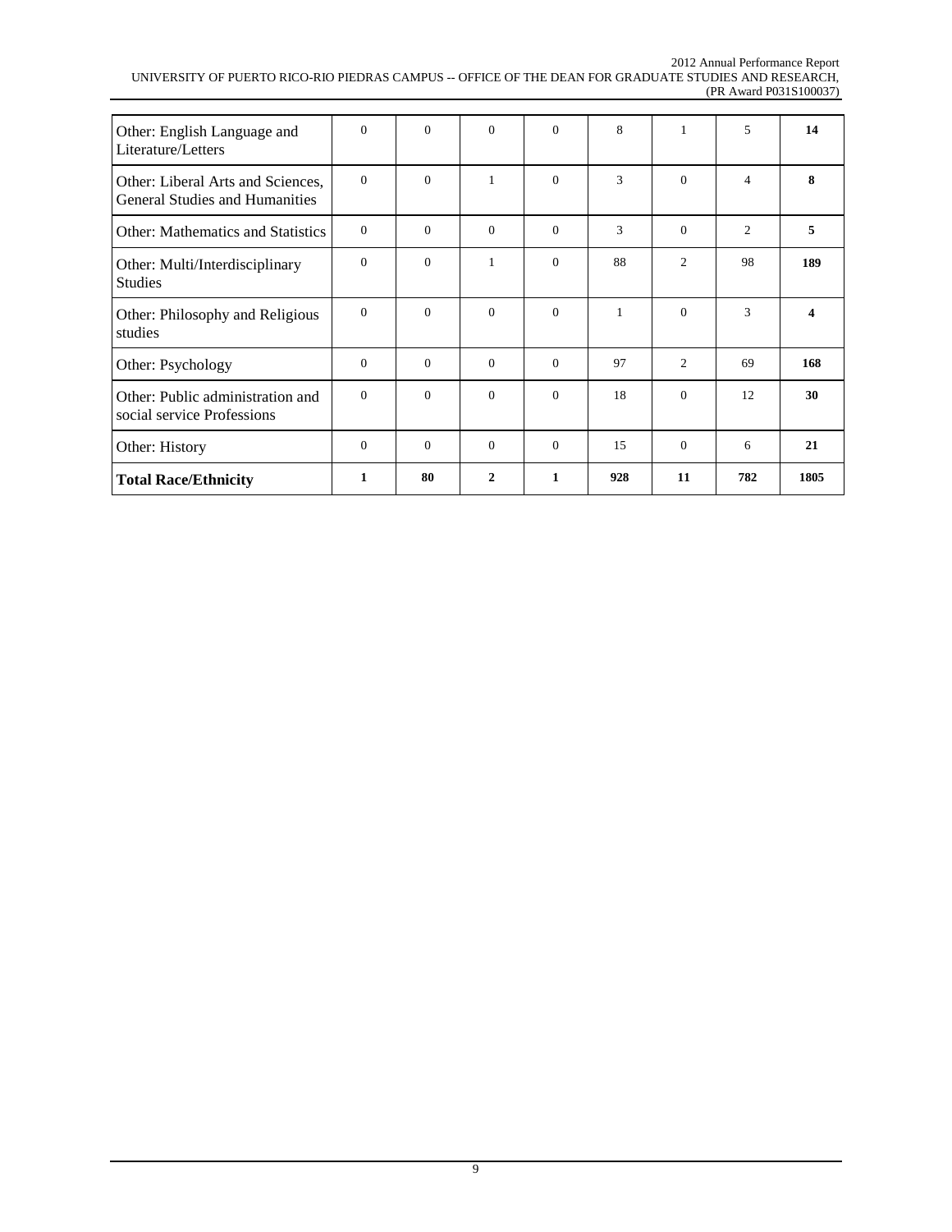| | | | | | | | | |
|---|---|---|---|---|---|---|---|---|
| Other: English Language and Literature/Letters | 0 | 0 | 0 | 0 | 8 | 1 | 5 | **14** |
| Other: Liberal Arts and Sciences, General Studies and Humanities | 0 | 0 | 1 | 0 | 3 | 0 | 4 | **8** |
| Other: Mathematics and Statistics | 0 | 0 | 0 | 0 | 3 | 0 | 2 | **5** |
| Other: Multi/Interdisciplinary Studies | 0 | 0 | 1 | 0 | 88 | 2 | 98 | **189** |
| Other: Philosophy and Religious studies | 0 | 0 | 0 | 0 | 1 | 0 | 3 | **4** |
| Other: Psychology | 0 | 0 | 0 | 0 | 97 | 2 | 69 | **168** |
| Other: Public administration and social service Professions | 0 | 0 | 0 | 0 | 18 | 0 | 12 | **30** |
| Other: History | 0 | 0 | 0 | 0 | 15 | 0 | 6 | **21** |
| **Total Race/Ethnicity** | **1** | **80** | **2** | **1** | **928** | **11** | **782** | **1805** |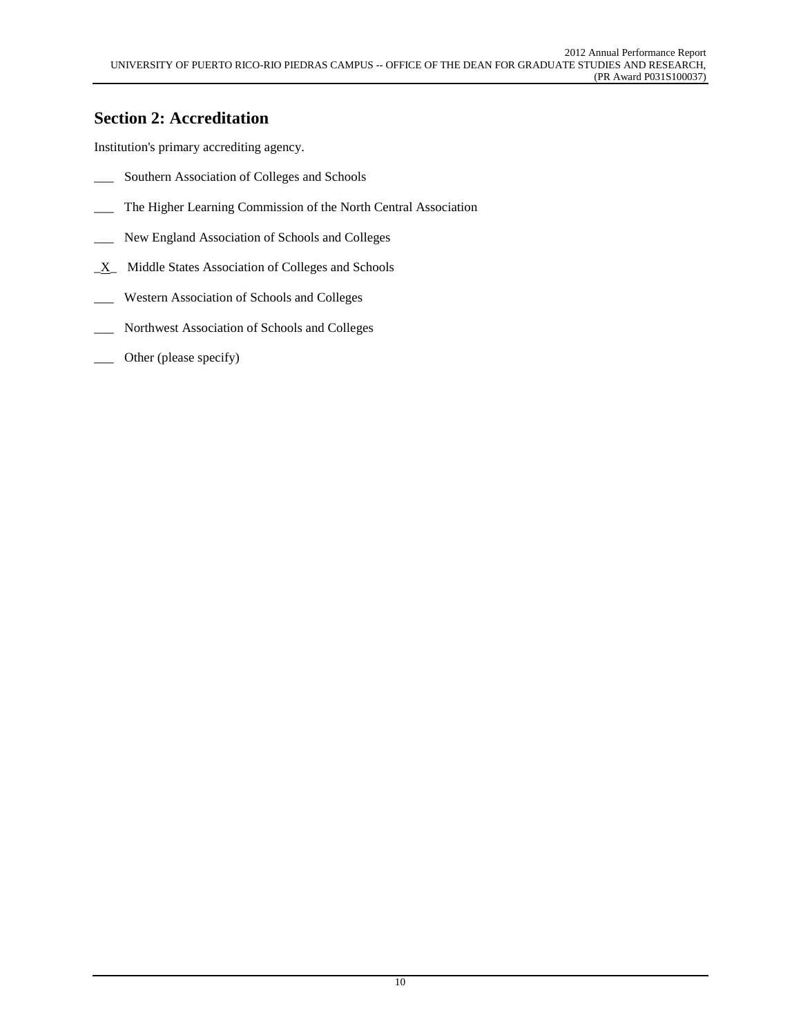## Section 2: Accreditation

Institution's primary accrediting agency.

___ Southern Association of Colleges and Schools

___ The Higher Learning Commission of the North Central Association

___ New England Association of Schools and Colleges

_X_ Middle States Association of Colleges and Schools

___ Western Association of Schools and Colleges

___ Northwest Association of Schools and Colleges

___ Other (please specify)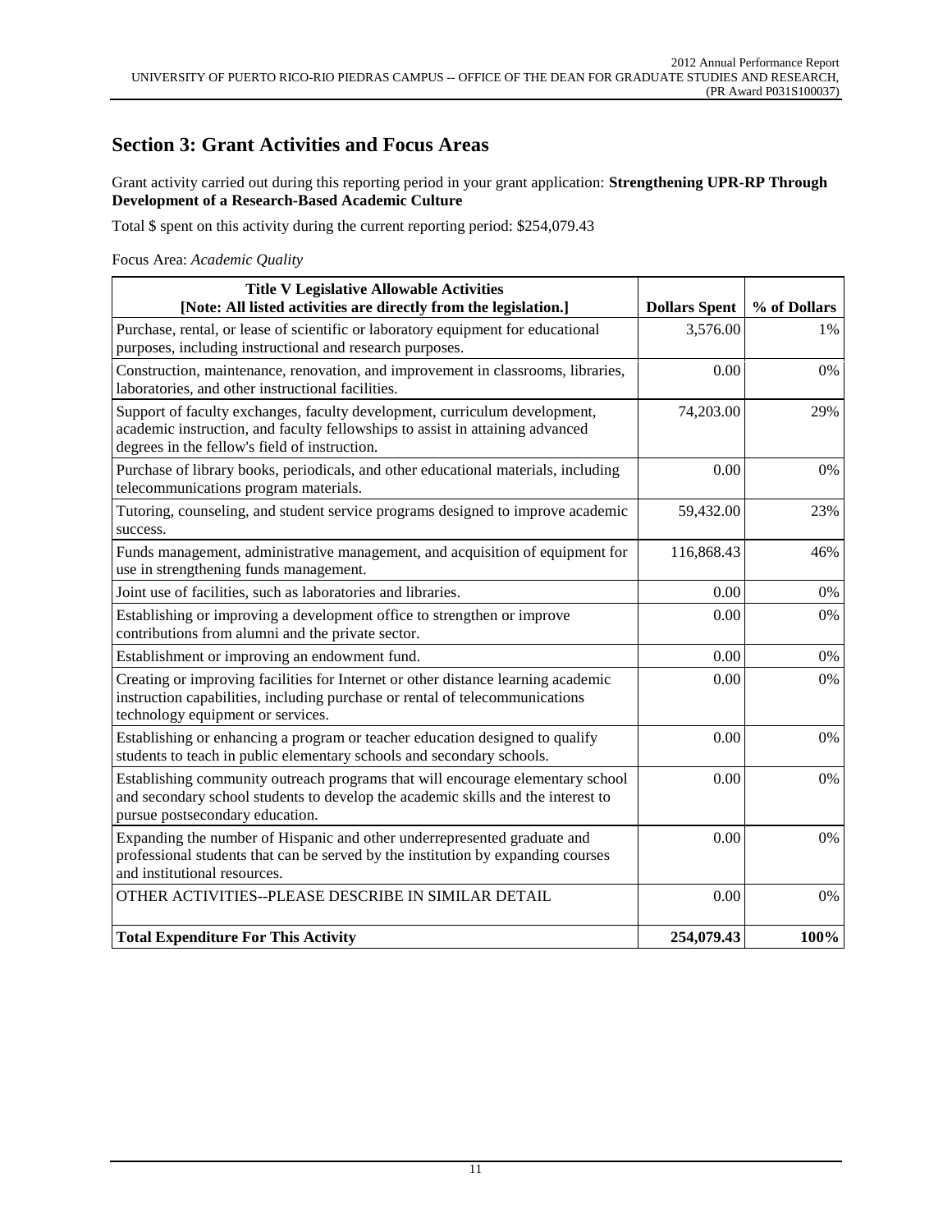## Section 3: Grant Activities and Focus Areas

Grant activity carried out during this reporting period in your grant application: **Strengthening UPR-RP Through Development of a Research-Based Academic Culture**

Total $ spent on this activity during the current reporting period: $254,079.43

Focus Area: *Academic Quality*

| **Title V Legislative Allowable Activities [Note: All listed activities are directly from the legislation.]** | **Dollars Spent** | **% of Dollars** |
|---|---|---|
| Purchase, rental, or lease of scientific or laboratory equipment for educational purposes, including instructional and research purposes. | 3,576.00 | 1% |
| Construction, maintenance, renovation, and improvement in classrooms, libraries, laboratories, and other instructional facilities. | 0.00 | 0% |
| Support of faculty exchanges, faculty development, curriculum development, academic instruction, and faculty fellowships to assist in attaining advanced degrees in the fellow's field of instruction. | 74,203.00 | 29% |
| Purchase of library books, periodicals, and other educational materials, including telecommunications program materials. | 0.00 | 0% |
| Tutoring, counseling, and student service programs designed to improve academic success. | 59,432.00 | 23% |
| Funds management, administrative management, and acquisition of equipment for use in strengthening funds management. | 116,868.43 | 46% |
| Joint use of facilities, such as laboratories and libraries. | 0.00 | 0% |
| Establishing or improving a development office to strengthen or improve contributions from alumni and the private sector. | 0.00 | 0% |
| Establishment or improving an endowment fund. | 0.00 | 0% |
| Creating or improving facilities for Internet or other distance learning academic instruction capabilities, including purchase or rental of telecommunications technology equipment or services. | 0.00 | 0% |
| Establishing or enhancing a program or teacher education designed to qualify students to teach in public elementary schools and secondary schools. | 0.00 | 0% |
| Establishing community outreach programs that will encourage elementary school and secondary school students to develop the academic skills and the interest to pursue postsecondary education. | 0.00 | 0% |
| Expanding the number of Hispanic and other underrepresented graduate and professional students that can be served by the institution by expanding courses and institutional resources. | 0.00 | 0% |
| OTHER ACTIVITIES--PLEASE DESCRIBE IN SIMILAR DETAIL | 0.00 | 0% |
| **Total Expenditure For This Activity** | **254,079.43** | **100%** |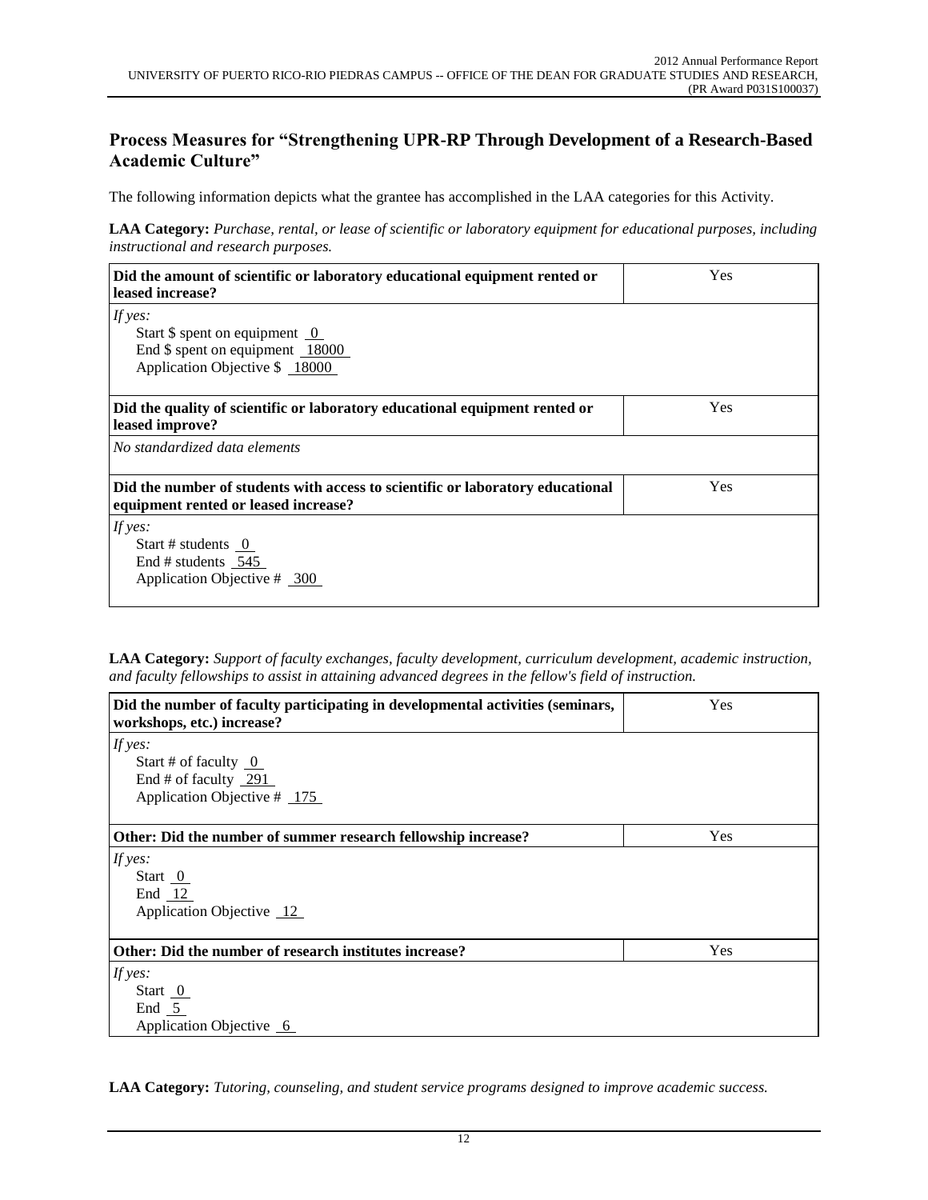## Process Measures for "Strengthening UPR-RP Through Development of a Research-Based Academic Culture"

The following information depicts what the grantee has accomplished in the LAA categories for this Activity.

**LAA Category:** *Purchase, rental, or lease of scientific or laboratory equipment for educational purposes, including instructional and research purposes.*

| **Did the amount of scientific or laboratory educational equipment rented or leased increase?** | Yes |
|---|---|
| *If yes:*<br>Start $ spent on equipment 0<br>End $ spent on equipment 18000<br>Application Objective $ 18000 | |
| **Did the quality of scientific or laboratory educational equipment rented or leased improve?** | Yes |
| *No standardized data elements* | |
| **Did the number of students with access to scientific or laboratory educational equipment rented or leased increase?** | Yes |
| *If yes:*<br>Start # students 0<br>End # students 545<br>Application Objective # 300 | |

**LAA Category:** *Support of faculty exchanges, faculty development, curriculum development, academic instruction, and faculty fellowships to assist in attaining advanced degrees in the fellow's field of instruction.*

| **Did the number of faculty participating in developmental activities (seminars, workshops, etc.) increase?** | Yes |
|---|---|
| *If yes:*<br>Start # of faculty 0<br>End # of faculty 291<br>Application Objective # 175 | |
| **Other: Did the number of summer research fellowship increase?** | Yes |
| *If yes:*<br>Start 0<br>End 12<br>Application Objective 12 | |
| **Other: Did the number of research institutes increase?** | Yes |
| *If yes:*<br>Start 0<br>End 5<br>Application Objective 6 | |

**LAA Category:** *Tutoring, counseling, and student service programs designed to improve academic success.*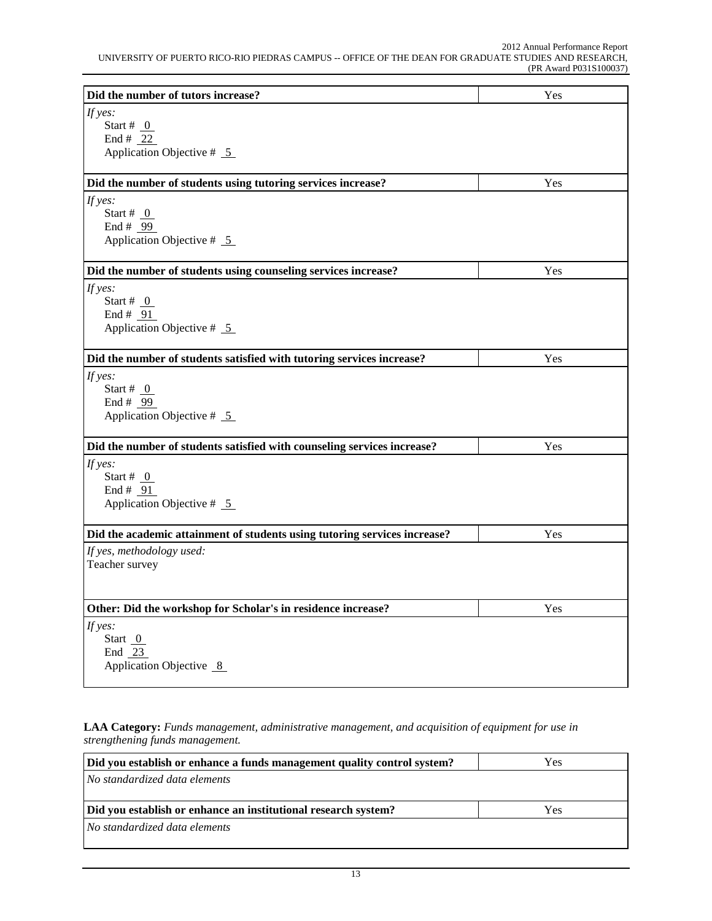| Did the number of tutors increase? | Yes |
|---|---|
| *If yes:*<br>Start # 0<br>End # 22<br>Application Objective # 5 | |

| Did the number of students using tutoring services increase? | Yes |
|---|---|
| *If yes:*<br>Start # 0<br>End # 99<br>Application Objective # 5 | |

| Did the number of students using counseling services increase? | Yes |
|---|---|
| *If yes:*<br>Start # 0<br>End # 91<br>Application Objective # 5 | |

| Did the number of students satisfied with tutoring services increase? | Yes |
|---|---|
| *If yes:*<br>Start # 0<br>End # 99<br>Application Objective # 5 | |

| Did the number of students satisfied with counseling services increase? | Yes |
|---|---|
| *If yes:*<br>Start # 0<br>End # 91<br>Application Objective # 5 | |

| Did the academic attainment of students using tutoring services increase? | Yes |
|---|---|
| *If yes, methodology used:*<br>Teacher survey | |

| Other: Did the workshop for Scholar's in residence increase? | Yes |
|---|---|
| *If yes:*<br>Start 0<br>End 23<br>Application Objective 8 | |

**LAA Category:** *Funds management, administrative management, and acquisition of equipment for use in strengthening funds management.*

| Did you establish or enhance a funds management quality control system? | Yes |
|---|---|
| *No standardized data elements* | |

| Did you establish or enhance an institutional research system? | Yes |
|---|---|
| *No standardized data elements* | |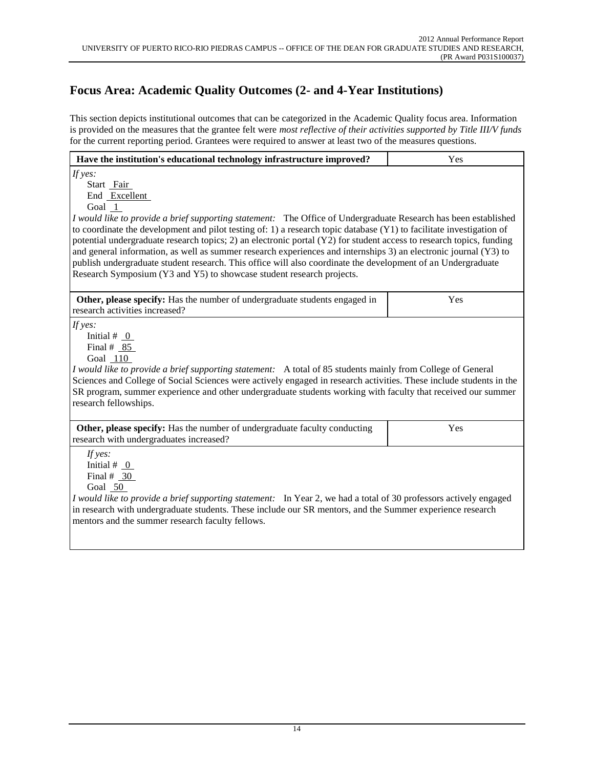## Focus Area: Academic Quality Outcomes (2- and 4-Year Institutions)

This section depicts institutional outcomes that can be categorized in the Academic Quality focus area. Information is provided on the measures that the grantee felt were *most reflective of their activities supported by Title III/V funds* for the current reporting period. Grantees were required to answer at least two of the measures questions.

| **Have the institution's educational technology infrastructure improved?** | Yes |
|---|---|

*If yes:*
Start Fair
End Excellent
Goal 1

*I would like to provide a brief supporting statement:* The Office of Undergraduate Research has been established to coordinate the development and pilot testing of: 1) a research topic database (Y1) to facilitate investigation of potential undergraduate research topics; 2) an electronic portal (Y2) for student access to research topics, funding and general information, as well as summer research experiences and internships 3) an electronic journal (Y3) to publish undergraduate student research. This office will also coordinate the development of an Undergraduate Research Symposium (Y3 and Y5) to showcase student research projects.

| **Other, please specify:** Has the number of undergraduate students engaged in research activities increased? | Yes |
|---|---|

*If yes:*
Initial # 0
Final # 85
Goal 110

*I would like to provide a brief supporting statement:* A total of 85 students mainly from College of General Sciences and College of Social Sciences were actively engaged in research activities. These include students in the SR program, summer experience and other undergraduate students working with faculty that received our summer research fellowships.

| **Other, please specify:** Has the number of undergraduate faculty conducting research with undergraduates increased? | Yes |
|---|---|

*If yes:*
Initial # 0
Final # 30
Goal 50

*I would like to provide a brief supporting statement:* In Year 2, we had a total of 30 professors actively engaged in research with undergraduate students. These include our SR mentors, and the Summer experience research mentors and the summer research faculty fellows.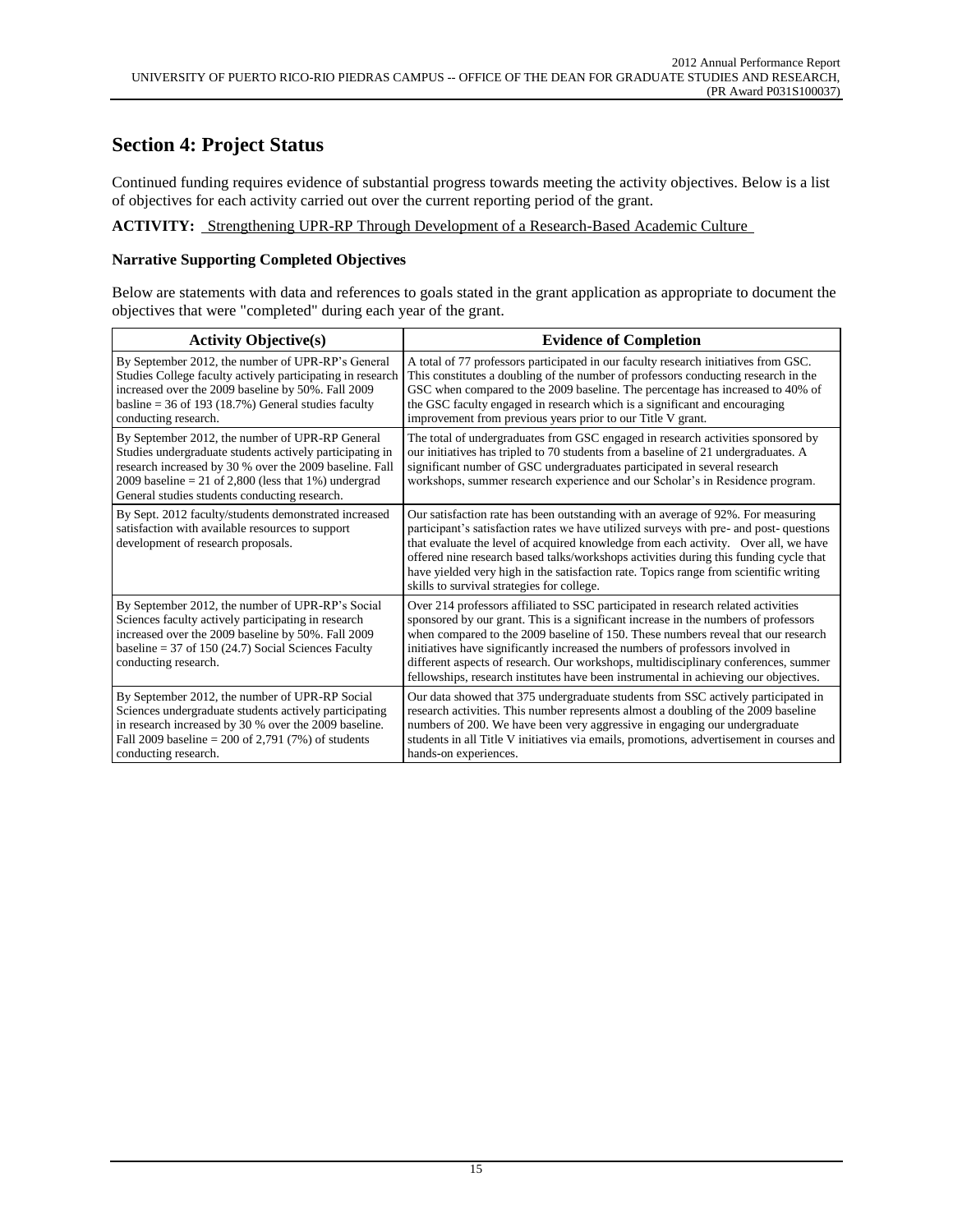## Section 4: Project Status

Continued funding requires evidence of substantial progress towards meeting the activity objectives. Below is a list of objectives for each activity carried out over the current reporting period of the grant.

**ACTIVITY:** Strengthening UPR-RP Through Development of a Research-Based Academic Culture

### Narrative Supporting Completed Objectives

Below are statements with data and references to goals stated in the grant application as appropriate to document the objectives that were "completed" during each year of the grant.

| Activity Objective(s) | Evidence of Completion |
|---|---|
| By September 2012, the number of UPR-RP's General Studies College faculty actively participating in research increased over the 2009 baseline by 50%. Fall 2009 basline = 36 of 193 (18.7%) General studies faculty conducting research. | A total of 77 professors participated in our faculty research initiatives from GSC. This constitutes a doubling of the number of professors conducting research in the GSC when compared to the 2009 baseline. The percentage has increased to 40% of the GSC faculty engaged in research which is a significant and encouraging improvement from previous years prior to our Title V grant. |
| By September 2012, the number of UPR-RP General Studies undergraduate students actively participating in research increased by 30 % over the 2009 baseline. Fall 2009 baseline = 21 of 2,800 (less that 1%) undergrad General studies students conducting research. | The total of undergraduates from GSC engaged in research activities sponsored by our initiatives has tripled to 70 students from a baseline of 21 undergraduates. A significant number of GSC undergraduates participated in several research workshops, summer research experience and our Scholar's in Residence program. |
| By Sept. 2012 faculty/students demonstrated increased satisfaction with available resources to support development of research proposals. | Our satisfaction rate has been outstanding with an average of 92%. For measuring participant's satisfaction rates we have utilized surveys with pre- and post- questions that evaluate the level of acquired knowledge from each activity. Over all, we have offered nine research based talks/workshops activities during this funding cycle that have yielded very high in the satisfaction rate. Topics range from scientific writing skills to survival strategies for college. |
| By September 2012, the number of UPR-RP's Social Sciences faculty actively participating in research increased over the 2009 baseline by 50%. Fall 2009 baseline = 37 of 150 (24.7) Social Sciences Faculty conducting research. | Over 214 professors affiliated to SSC participated in research related activities sponsored by our grant. This is a significant increase in the numbers of professors when compared to the 2009 baseline of 150. These numbers reveal that our research initiatives have significantly increased the numbers of professors involved in different aspects of research. Our workshops, multidisciplinary conferences, summer fellowships, research institutes have been instrumental in achieving our objectives. |
| By September 2012, the number of UPR-RP Social Sciences undergraduate students actively participating in research increased by 30 % over the 2009 baseline. Fall 2009 baseline = 200 of 2,791 (7%) of students conducting research. | Our data showed that 375 undergraduate students from SSC actively participated in research activities. This number represents almost a doubling of the 2009 baseline numbers of 200. We have been very aggressive in engaging our undergraduate students in all Title V initiatives via emails, promotions, advertisement in courses and hands-on experiences. |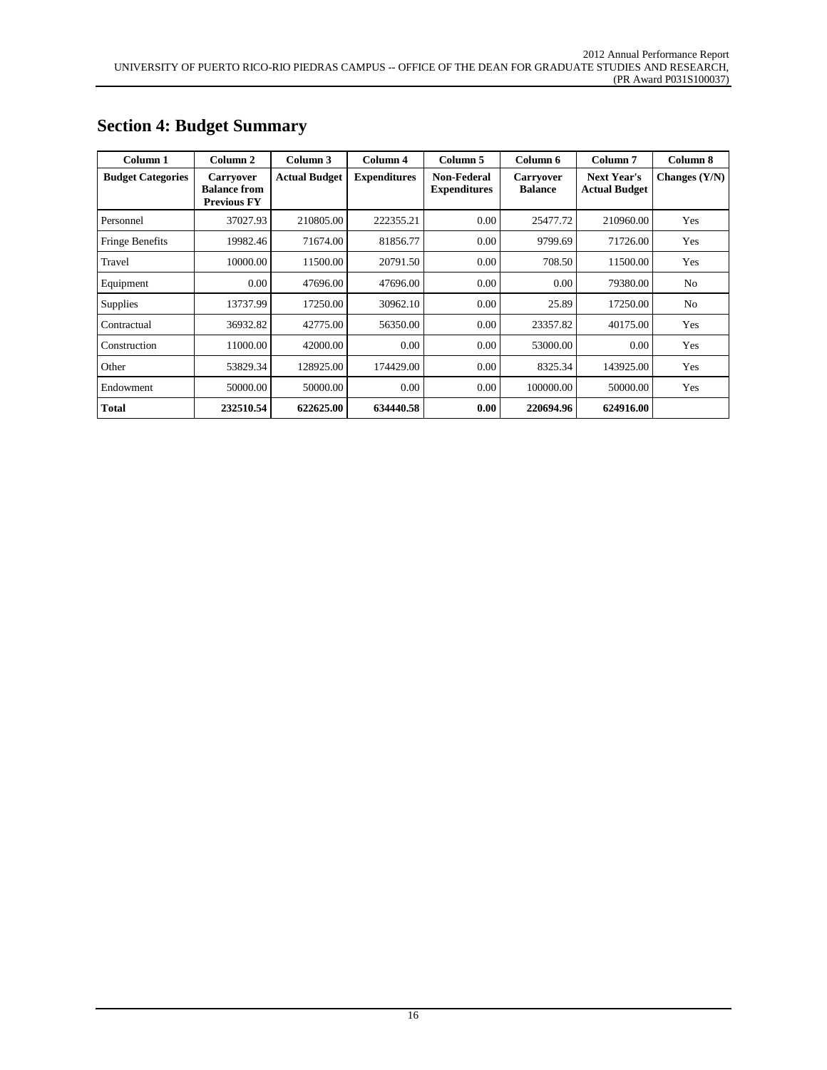## Section 4: Budget Summary

| Column 1 | Column 2 | Column 3 | Column 4 | Column 5 | Column 6 | Column 7 | Column 8 |
|---|---|---|---|---|---|---|---|
| **Budget Categories** | **Carryover Balance from Previous FY** | **Actual Budget** | **Expenditures** | **Non-Federal Expenditures** | **Carryover Balance** | **Next Year's Actual Budget** | **Changes (Y/N)** |
| Personnel | 37027.93 | 210805.00 | 222355.21 | 0.00 | 25477.72 | 210960.00 | Yes |
| Fringe Benefits | 19982.46 | 71674.00 | 81856.77 | 0.00 | 9799.69 | 71726.00 | Yes |
| Travel | 10000.00 | 11500.00 | 20791.50 | 0.00 | 708.50 | 11500.00 | Yes |
| Equipment | 0.00 | 47696.00 | 47696.00 | 0.00 | 0.00 | 79380.00 | No |
| Supplies | 13737.99 | 17250.00 | 30962.10 | 0.00 | 25.89 | 17250.00 | No |
| Contractual | 36932.82 | 42775.00 | 56350.00 | 0.00 | 23357.82 | 40175.00 | Yes |
| Construction | 11000.00 | 42000.00 | 0.00 | 0.00 | 53000.00 | 0.00 | Yes |
| Other | 53829.34 | 128925.00 | 174429.00 | 0.00 | 8325.34 | 143925.00 | Yes |
| Endowment | 50000.00 | 50000.00 | 0.00 | 0.00 | 100000.00 | 50000.00 | Yes |
| **Total** | **232510.54** | **622625.00** | **634440.58** | **0.00** | **220694.96** | **624916.00** | |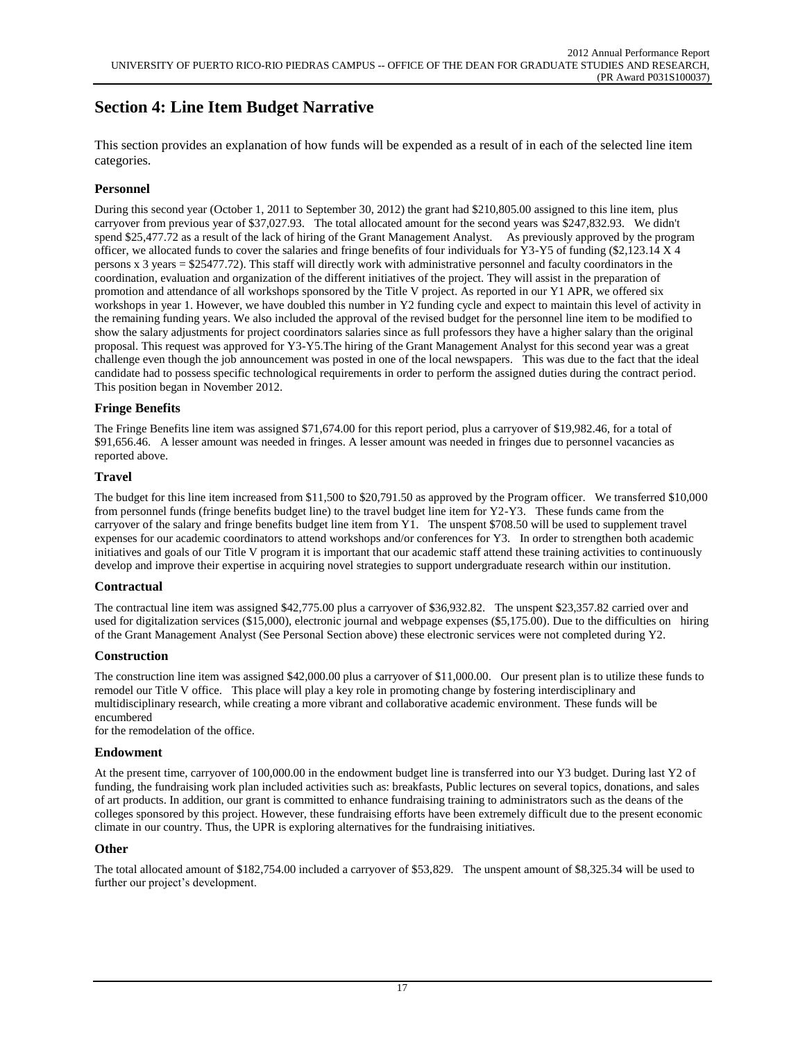# Section 4: Line Item Budget Narrative

This section provides an explanation of how funds will be expended as a result of in each of the selected line item categories.

### Personnel

During this second year (October 1, 2011 to September 30, 2012) the grant had $210,805.00 assigned to this line item, plus carryover from previous year of $37,027.93. The total allocated amount for the second years was $247,832.93. We didn't spend $25,477.72 as a result of the lack of hiring of the Grant Management Analyst. As previously approved by the program officer, we allocated funds to cover the salaries and fringe benefits of four individuals for Y3-Y5 of funding ($2,123.14 X 4 persons x 3 years = $25477.72). This staff will directly work with administrative personnel and faculty coordinators in the coordination, evaluation and organization of the different initiatives of the project. They will assist in the preparation of promotion and attendance of all workshops sponsored by the Title V project. As reported in our Y1 APR, we offered six workshops in year 1. However, we have doubled this number in Y2 funding cycle and expect to maintain this level of activity in the remaining funding years. We also included the approval of the revised budget for the personnel line item to be modified to show the salary adjustments for project coordinators salaries since as full professors they have a higher salary than the original proposal. This request was approved for Y3-Y5.The hiring of the Grant Management Analyst for this second year was a great challenge even though the job announcement was posted in one of the local newspapers. This was due to the fact that the ideal candidate had to possess specific technological requirements in order to perform the assigned duties during the contract period. This position began in November 2012.

### Fringe Benefits

The Fringe Benefits line item was assigned $71,674.00 for this report period, plus a carryover of $19,982.46, for a total of $91,656.46. A lesser amount was needed in fringes. A lesser amount was needed in fringes due to personnel vacancies as reported above.

### Travel

The budget for this line item increased from $11,500 to $20,791.50 as approved by the Program officer. We transferred $10,000 from personnel funds (fringe benefits budget line) to the travel budget line item for Y2-Y3. These funds came from the carryover of the salary and fringe benefits budget line item from Y1. The unspent $708.50 will be used to supplement travel expenses for our academic coordinators to attend workshops and/or conferences for Y3. In order to strengthen both academic initiatives and goals of our Title V program it is important that our academic staff attend these training activities to continuously develop and improve their expertise in acquiring novel strategies to support undergraduate research within our institution.

### Contractual

The contractual line item was assigned $42,775.00 plus a carryover of $36,932.82. The unspent $23,357.82 carried over and used for digitalization services ($15,000), electronic journal and webpage expenses ($5,175.00). Due to the difficulties on hiring of the Grant Management Analyst (See Personal Section above) these electronic services were not completed during Y2.

### Construction

The construction line item was assigned $42,000.00 plus a carryover of $11,000.00. Our present plan is to utilize these funds to remodel our Title V office. This place will play a key role in promoting change by fostering interdisciplinary and multidisciplinary research, while creating a more vibrant and collaborative academic environment. These funds will be encumbered
for the remodelation of the office.

### Endowment

At the present time, carryover of 100,000.00 in the endowment budget line is transferred into our Y3 budget. During last Y2 of funding, the fundraising work plan included activities such as: breakfasts, Public lectures on several topics, donations, and sales of art products. In addition, our grant is committed to enhance fundraising training to administrators such as the deans of the colleges sponsored by this project. However, these fundraising efforts have been extremely difficult due to the present economic climate in our country. Thus, the UPR is exploring alternatives for the fundraising initiatives.

### Other

The total allocated amount of $182,754.00 included a carryover of $53,829. The unspent amount of $8,325.34 will be used to further our project's development.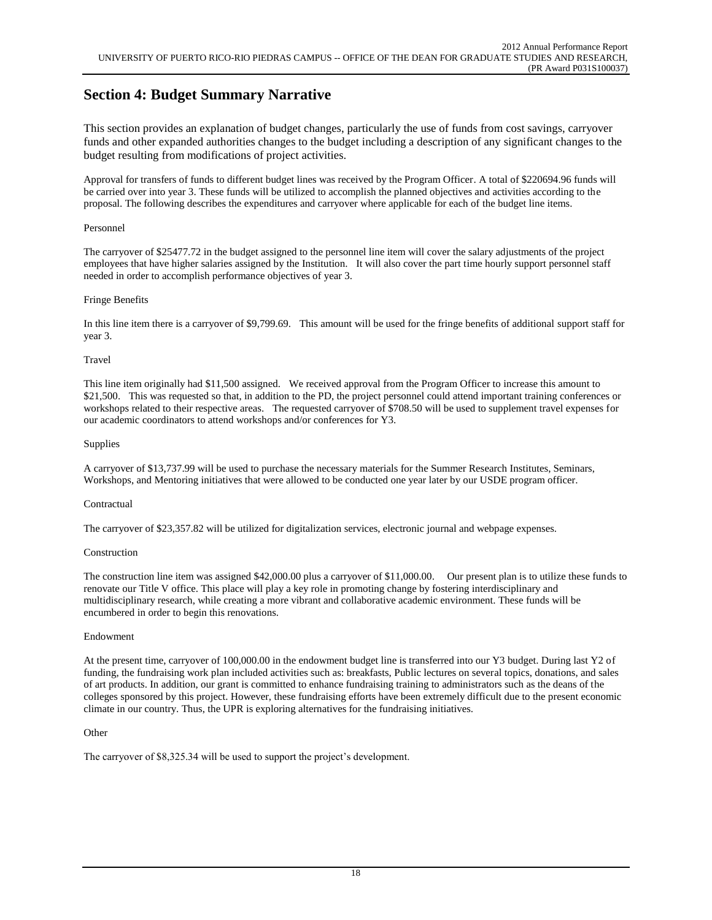# Section 4: Budget Summary Narrative

This section provides an explanation of budget changes, particularly the use of funds from cost savings, carryover funds and other expanded authorities changes to the budget including a description of any significant changes to the budget resulting from modifications of project activities.

Approval for transfers of funds to different budget lines was received by the Program Officer. A total of $220694.96 funds will be carried over into year 3. These funds will be utilized to accomplish the planned objectives and activities according to the proposal. The following describes the expenditures and carryover where applicable for each of the budget line items.

Personnel

The carryover of $25477.72 in the budget assigned to the personnel line item will cover the salary adjustments of the project employees that have higher salaries assigned by the Institution. It will also cover the part time hourly support personnel staff needed in order to accomplish performance objectives of year 3.

Fringe Benefits

In this line item there is a carryover of $9,799.69. This amount will be used for the fringe benefits of additional support staff for year 3.

Travel

This line item originally had $11,500 assigned. We received approval from the Program Officer to increase this amount to $21,500. This was requested so that, in addition to the PD, the project personnel could attend important training conferences or workshops related to their respective areas. The requested carryover of $708.50 will be used to supplement travel expenses for our academic coordinators to attend workshops and/or conferences for Y3.

Supplies

A carryover of $13,737.99 will be used to purchase the necessary materials for the Summer Research Institutes, Seminars, Workshops, and Mentoring initiatives that were allowed to be conducted one year later by our USDE program officer.

Contractual

The carryover of $23,357.82 will be utilized for digitalization services, electronic journal and webpage expenses.

Construction

The construction line item was assigned $42,000.00 plus a carryover of $11,000.00. Our present plan is to utilize these funds to renovate our Title V office. This place will play a key role in promoting change by fostering interdisciplinary and multidisciplinary research, while creating a more vibrant and collaborative academic environment. These funds will be encumbered in order to begin this renovations.

Endowment

At the present time, carryover of 100,000.00 in the endowment budget line is transferred into our Y3 budget. During last Y2 of funding, the fundraising work plan included activities such as: breakfasts, Public lectures on several topics, donations, and sales of art products. In addition, our grant is committed to enhance fundraising training to administrators such as the deans of the colleges sponsored by this project. However, these fundraising efforts have been extremely difficult due to the present economic climate in our country. Thus, the UPR is exploring alternatives for the fundraising initiatives.

Other

The carryover of $8,325.34 will be used to support the project's development.